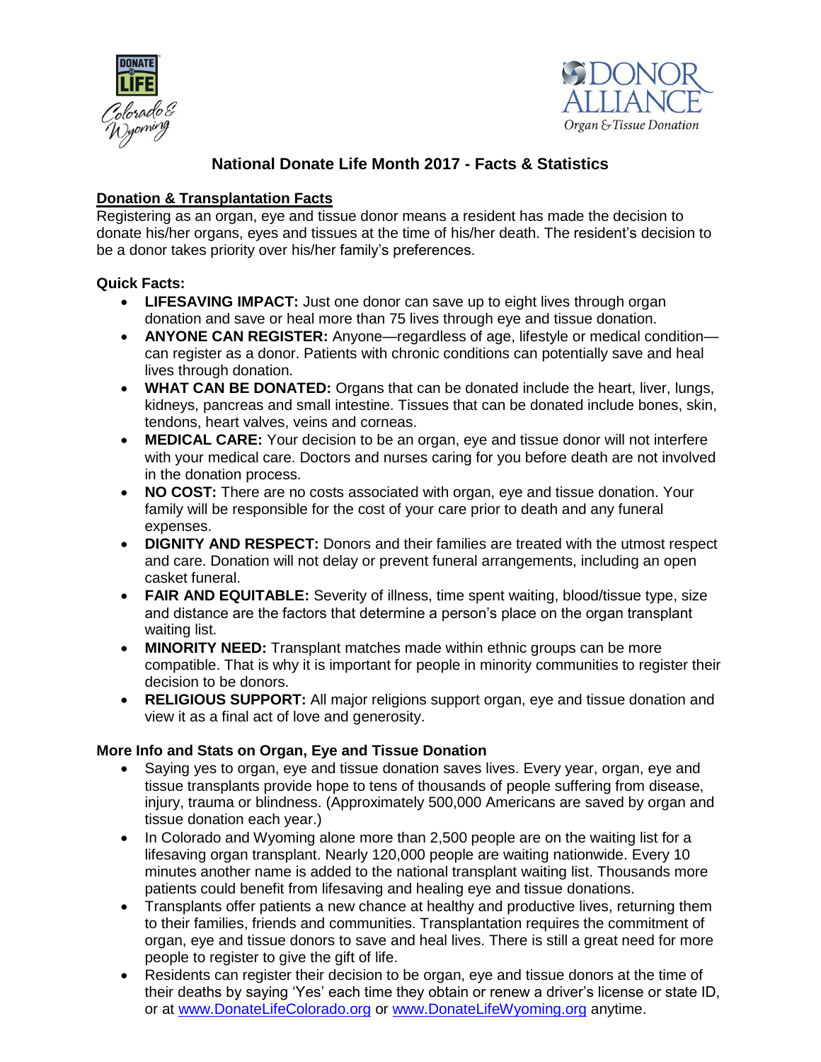# National Donate Life Month 2017 - Facts & Statistics

## Donation & Transplantation Facts

Registering as an organ, eye and tissue donor means a resident has made the decision to donate his/her organs, eyes and tissues at the time of his/her death. The resident's decision to be a donor takes priority over his/her family's preferences.

### Quick Facts:

- **LIFESAVING IMPACT:** Just one donor can save up to eight lives through organ donation and save or heal more than 75 lives through eye and tissue donation.
- **ANYONE CAN REGISTER:** Anyone—regardless of age, lifestyle or medical condition—can register as a donor. Patients with chronic conditions can potentially save and heal lives through donation.
- **WHAT CAN BE DONATED:** Organs that can be donated include the heart, liver, lungs, kidneys, pancreas and small intestine. Tissues that can be donated include bones, skin, tendons, heart valves, veins and corneas.
- **MEDICAL CARE:** Your decision to be an organ, eye and tissue donor will not interfere with your medical care. Doctors and nurses caring for you before death are not involved in the donation process.
- **NO COST:** There are no costs associated with organ, eye and tissue donation. Your family will be responsible for the cost of your care prior to death and any funeral expenses.
- **DIGNITY AND RESPECT:** Donors and their families are treated with the utmost respect and care. Donation will not delay or prevent funeral arrangements, including an open casket funeral.
- **FAIR AND EQUITABLE:** Severity of illness, time spent waiting, blood/tissue type, size and distance are the factors that determine a person's place on the organ transplant waiting list.
- **MINORITY NEED:** Transplant matches made within ethnic groups can be more compatible. That is why it is important for people in minority communities to register their decision to be donors.
- **RELIGIOUS SUPPORT:** All major religions support organ, eye and tissue donation and view it as a final act of love and generosity.

### More Info and Stats on Organ, Eye and Tissue Donation

- Saying yes to organ, eye and tissue donation saves lives. Every year, organ, eye and tissue transplants provide hope to tens of thousands of people suffering from disease, injury, trauma or blindness. (Approximately 500,000 Americans are saved by organ and tissue donation each year.)
- In Colorado and Wyoming alone more than 2,500 people are on the waiting list for a lifesaving organ transplant. Nearly 120,000 people are waiting nationwide. Every 10 minutes another name is added to the national transplant waiting list. Thousands more patients could benefit from lifesaving and healing eye and tissue donations.
- Transplants offer patients a new chance at healthy and productive lives, returning them to their families, friends and communities. Transplantation requires the commitment of organ, eye and tissue donors to save and heal lives. There is still a great need for more people to register to give the gift of life.
- Residents can register their decision to be organ, eye and tissue donors at the time of their deaths by saying 'Yes' each time they obtain or renew a driver's license or state ID, or at www.DonateLifeColorado.org or www.DonateLifeWyoming.org anytime.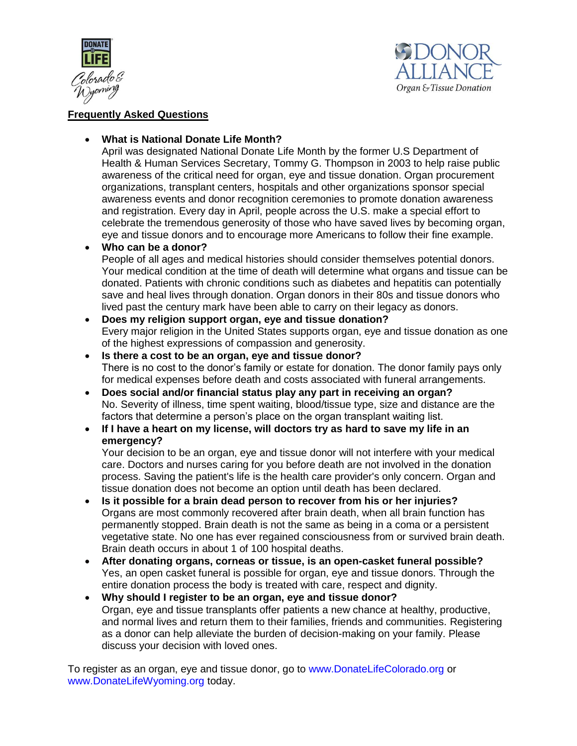## Frequently Asked Questions

- **What is National Donate Life Month?**
  April was designated National Donate Life Month by the former U.S Department of Health & Human Services Secretary, Tommy G. Thompson in 2003 to help raise public awareness of the critical need for organ, eye and tissue donation. Organ procurement organizations, transplant centers, hospitals and other organizations sponsor special awareness events and donor recognition ceremonies to promote donation awareness and registration. Every day in April, people across the U.S. make a special effort to celebrate the tremendous generosity of those who have saved lives by becoming organ, eye and tissue donors and to encourage more Americans to follow their fine example.
- **Who can be a donor?**
  People of all ages and medical histories should consider themselves potential donors. Your medical condition at the time of death will determine what organs and tissue can be donated. Patients with chronic conditions such as diabetes and hepatitis can potentially save and heal lives through donation. Organ donors in their 80s and tissue donors who lived past the century mark have been able to carry on their legacy as donors.
- **Does my religion support organ, eye and tissue donation?**
  Every major religion in the United States supports organ, eye and tissue donation as one of the highest expressions of compassion and generosity.
- **Is there a cost to be an organ, eye and tissue donor?**
  There is no cost to the donor's family or estate for donation. The donor family pays only for medical expenses before death and costs associated with funeral arrangements.
- **Does social and/or financial status play any part in receiving an organ?**
  No. Severity of illness, time spent waiting, blood/tissue type, size and distance are the factors that determine a person's place on the organ transplant waiting list.
- **If I have a heart on my license, will doctors try as hard to save my life in an emergency?**
  Your decision to be an organ, eye and tissue donor will not interfere with your medical care. Doctors and nurses caring for you before death are not involved in the donation process. Saving the patient's life is the health care provider's only concern. Organ and tissue donation does not become an option until death has been declared.
- **Is it possible for a brain dead person to recover from his or her injuries?**
  Organs are most commonly recovered after brain death, when all brain function has permanently stopped. Brain death is not the same as being in a coma or a persistent vegetative state. No one has ever regained consciousness from or survived brain death. Brain death occurs in about 1 of 100 hospital deaths.
- **After donating organs, corneas or tissue, is an open-casket funeral possible?**
  Yes, an open casket funeral is possible for organ, eye and tissue donors. Through the entire donation process the body is treated with care, respect and dignity.
- **Why should I register to be an organ, eye and tissue donor?**
  Organ, eye and tissue transplants offer patients a new chance at healthy, productive, and normal lives and return them to their families, friends and communities. Registering as a donor can help alleviate the burden of decision-making on your family. Please discuss your decision with loved ones.

To register as an organ, eye and tissue donor, go to www.DonateLifeColorado.org or www.DonateLifeWyoming.org today.